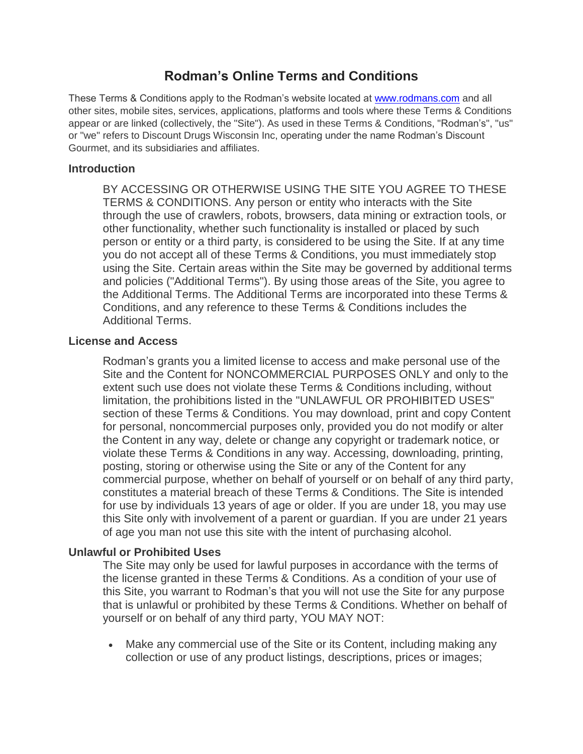# Rodman's Online Terms and Conditions

These Terms & Conditions apply to the Rodman's website located at [www.rodmans.com](http://www.rodmans.com) and all other sites, mobile sites, services, applications, platforms and tools where these Terms & Conditions appear or are linked (collectively, the "Site"). As used in these Terms & Conditions, "Rodman's", "us" or "we" refers to Discount Drugs Wisconsin Inc, operating under the name Rodman's Discount Gourmet, and its subsidiaries and affiliates.

## Introduction

BY ACCESSING OR OTHERWISE USING THE SITE YOU AGREE TO THESE TERMS & CONDITIONS. Any person or entity who interacts with the Site through the use of crawlers, robots, browsers, data mining or extraction tools, or other functionality, whether such functionality is installed or placed by such person or entity or a third party, is considered to be using the Site. If at any time you do not accept all of these Terms & Conditions, you must immediately stop using the Site. Certain areas within the Site may be governed by additional terms and policies ("Additional Terms"). By using those areas of the Site, you agree to the Additional Terms. The Additional Terms are incorporated into these Terms & Conditions, and any reference to these Terms & Conditions includes the Additional Terms.

## License and Access

Rodman's grants you a limited license to access and make personal use of the Site and the Content for NONCOMMERCIAL PURPOSES ONLY and only to the extent such use does not violate these Terms & Conditions including, without limitation, the prohibitions listed in the "UNLAWFUL OR PROHIBITED USES" section of these Terms & Conditions. You may download, print and copy Content for personal, noncommercial purposes only, provided you do not modify or alter the Content in any way, delete or change any copyright or trademark notice, or violate these Terms & Conditions in any way. Accessing, downloading, printing, posting, storing or otherwise using the Site or any of the Content for any commercial purpose, whether on behalf of yourself or on behalf of any third party, constitutes a material breach of these Terms & Conditions. The Site is intended for use by individuals 13 years of age or older. If you are under 18, you may use this Site only with involvement of a parent or guardian. If you are under 21 years of age you man not use this site with the intent of purchasing alcohol.

## Unlawful or Prohibited Uses

The Site may only be used for lawful purposes in accordance with the terms of the license granted in these Terms & Conditions. As a condition of your use of this Site, you warrant to Rodman's that you will not use the Site for any purpose that is unlawful or prohibited by these Terms & Conditions. Whether on behalf of yourself or on behalf of any third party, YOU MAY NOT:

- Make any commercial use of the Site or its Content, including making any collection or use of any product listings, descriptions, prices or images;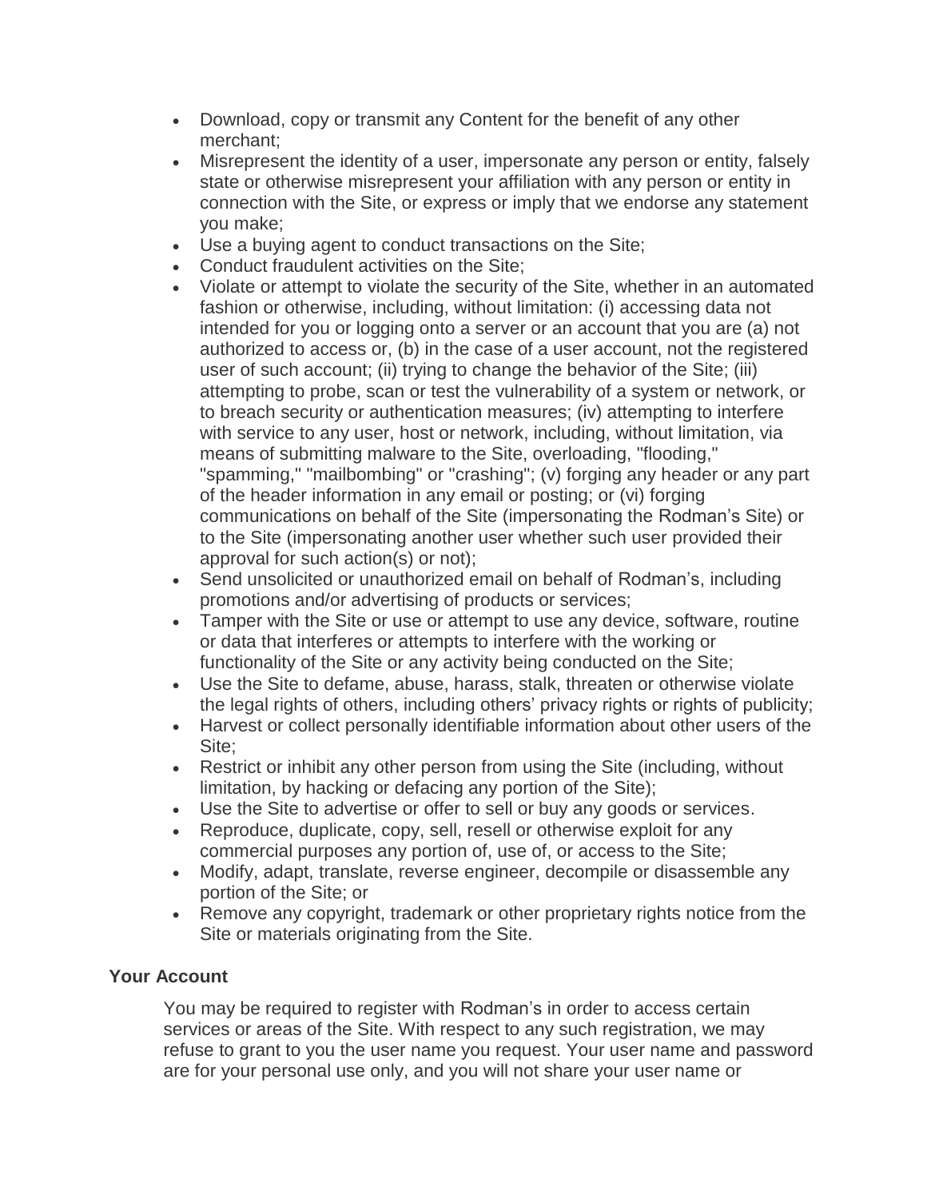- Download, copy or transmit any Content for the benefit of any other merchant;
- Misrepresent the identity of a user, impersonate any person or entity, falsely state or otherwise misrepresent your affiliation with any person or entity in connection with the Site, or express or imply that we endorse any statement you make;
- Use a buying agent to conduct transactions on the Site;
- Conduct fraudulent activities on the Site;
- Violate or attempt to violate the security of the Site, whether in an automated fashion or otherwise, including, without limitation: (i) accessing data not intended for you or logging onto a server or an account that you are (a) not authorized to access or, (b) in the case of a user account, not the registered user of such account; (ii) trying to change the behavior of the Site; (iii) attempting to probe, scan or test the vulnerability of a system or network, or to breach security or authentication measures; (iv) attempting to interfere with service to any user, host or network, including, without limitation, via means of submitting malware to the Site, overloading, "flooding," "spamming," "mailbombing" or "crashing"; (v) forging any header or any part of the header information in any email or posting; or (vi) forging communications on behalf of the Site (impersonating the Rodman's Site) or to the Site (impersonating another user whether such user provided their approval for such action(s) or not);
- Send unsolicited or unauthorized email on behalf of Rodman's, including promotions and/or advertising of products or services;
- Tamper with the Site or use or attempt to use any device, software, routine or data that interferes or attempts to interfere with the working or functionality of the Site or any activity being conducted on the Site;
- Use the Site to defame, abuse, harass, stalk, threaten or otherwise violate the legal rights of others, including others' privacy rights or rights of publicity;
- Harvest or collect personally identifiable information about other users of the Site;
- Restrict or inhibit any other person from using the Site (including, without limitation, by hacking or defacing any portion of the Site);
- Use the Site to advertise or offer to sell or buy any goods or services.
- Reproduce, duplicate, copy, sell, resell or otherwise exploit for any commercial purposes any portion of, use of, or access to the Site;
- Modify, adapt, translate, reverse engineer, decompile or disassemble any portion of the Site; or
- Remove any copyright, trademark or other proprietary rights notice from the Site or materials originating from the Site.

**Your Account**

You may be required to register with Rodman's in order to access certain services or areas of the Site. With respect to any such registration, we may refuse to grant to you the user name you request. Your user name and password are for your personal use only, and you will not share your user name or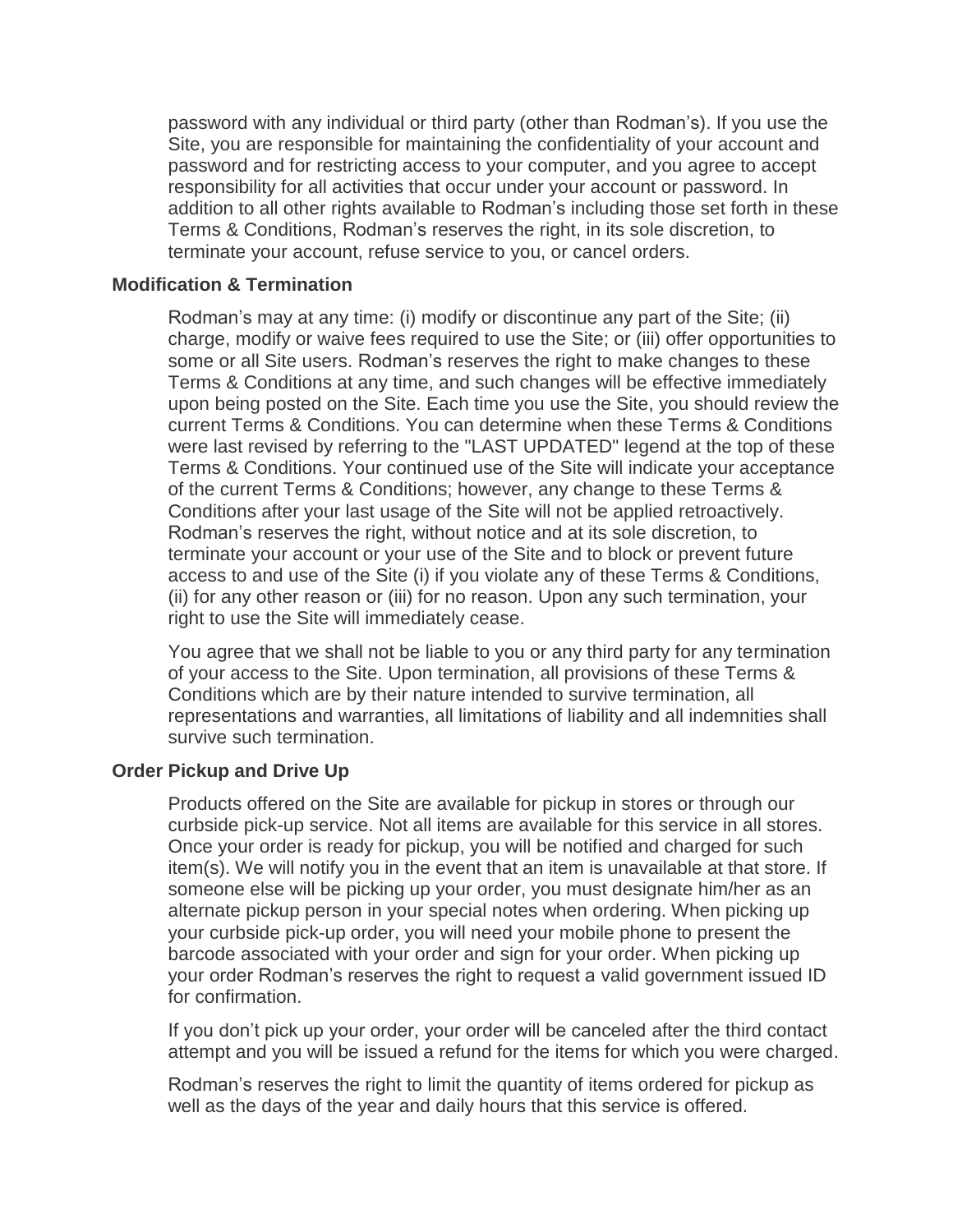password with any individual or third party (other than Rodman's). If you use the Site, you are responsible for maintaining the confidentiality of your account and password and for restricting access to your computer, and you agree to accept responsibility for all activities that occur under your account or password. In addition to all other rights available to Rodman's including those set forth in these Terms & Conditions, Rodman's reserves the right, in its sole discretion, to terminate your account, refuse service to you, or cancel orders.

**Modification & Termination**

Rodman's may at any time: (i) modify or discontinue any part of the Site; (ii) charge, modify or waive fees required to use the Site; or (iii) offer opportunities to some or all Site users. Rodman's reserves the right to make changes to these Terms & Conditions at any time, and such changes will be effective immediately upon being posted on the Site. Each time you use the Site, you should review the current Terms & Conditions. You can determine when these Terms & Conditions were last revised by referring to the "LAST UPDATED" legend at the top of these Terms & Conditions. Your continued use of the Site will indicate your acceptance of the current Terms & Conditions; however, any change to these Terms & Conditions after your last usage of the Site will not be applied retroactively. Rodman's reserves the right, without notice and at its sole discretion, to terminate your account or your use of the Site and to block or prevent future access to and use of the Site (i) if you violate any of these Terms & Conditions, (ii) for any other reason or (iii) for no reason. Upon any such termination, your right to use the Site will immediately cease.

You agree that we shall not be liable to you or any third party for any termination of your access to the Site. Upon termination, all provisions of these Terms & Conditions which are by their nature intended to survive termination, all representations and warranties, all limitations of liability and all indemnities shall survive such termination.

**Order Pickup and Drive Up**

Products offered on the Site are available for pickup in stores or through our curbside pick-up service. Not all items are available for this service in all stores. Once your order is ready for pickup, you will be notified and charged for such item(s). We will notify you in the event that an item is unavailable at that store. If someone else will be picking up your order, you must designate him/her as an alternate pickup person in your special notes when ordering. When picking up your curbside pick-up order, you will need your mobile phone to present the barcode associated with your order and sign for your order. When picking up your order Rodman's reserves the right to request a valid government issued ID for confirmation.

If you don't pick up your order, your order will be canceled after the third contact attempt and you will be issued a refund for the items for which you were charged.

Rodman's reserves the right to limit the quantity of items ordered for pickup as well as the days of the year and daily hours that this service is offered.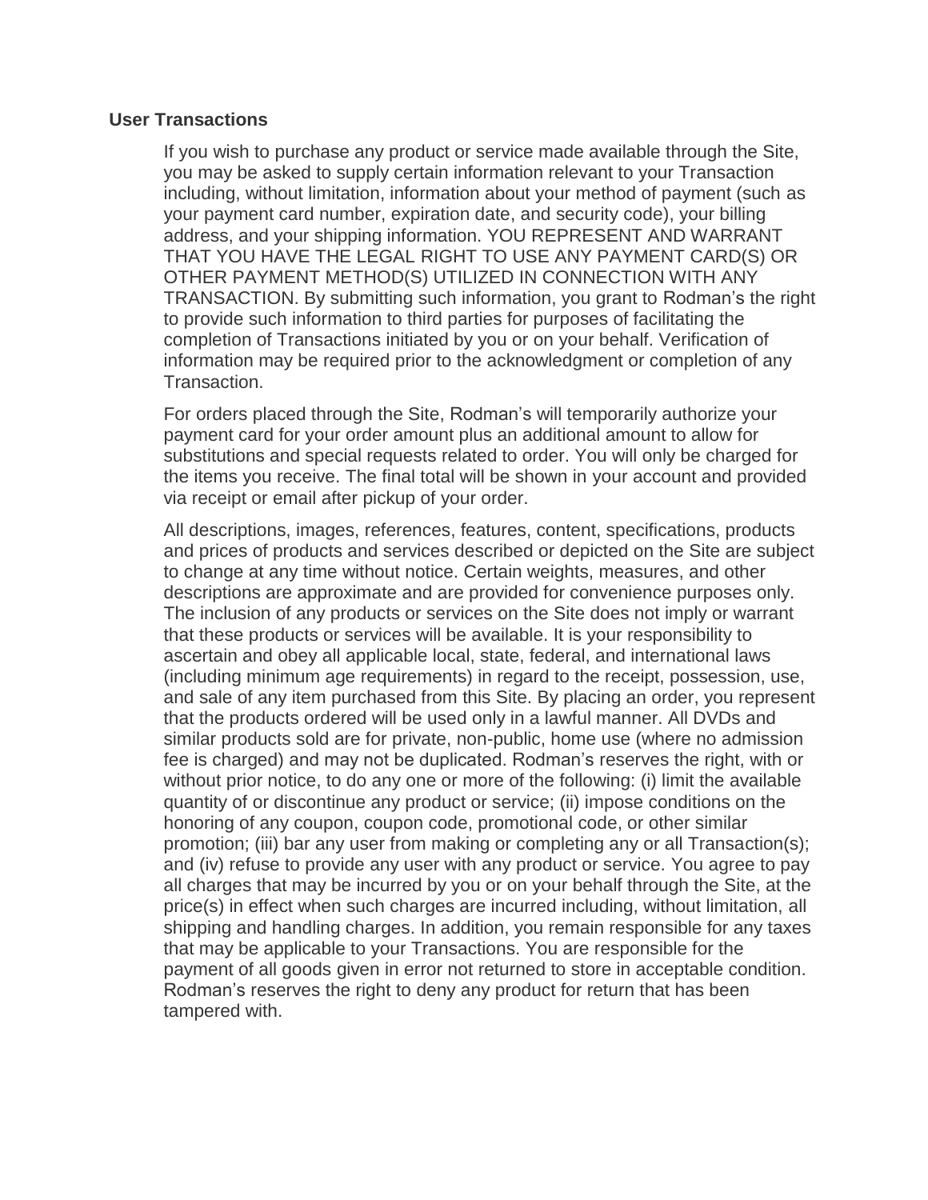**User Transactions**

If you wish to purchase any product or service made available through the Site, you may be asked to supply certain information relevant to your Transaction including, without limitation, information about your method of payment (such as your payment card number, expiration date, and security code), your billing address, and your shipping information. YOU REPRESENT AND WARRANT THAT YOU HAVE THE LEGAL RIGHT TO USE ANY PAYMENT CARD(S) OR OTHER PAYMENT METHOD(S) UTILIZED IN CONNECTION WITH ANY TRANSACTION. By submitting such information, you grant to Rodman's the right to provide such information to third parties for purposes of facilitating the completion of Transactions initiated by you or on your behalf. Verification of information may be required prior to the acknowledgment or completion of any Transaction.

For orders placed through the Site, Rodman's will temporarily authorize your payment card for your order amount plus an additional amount to allow for substitutions and special requests related to order. You will only be charged for the items you receive. The final total will be shown in your account and provided via receipt or email after pickup of your order.

All descriptions, images, references, features, content, specifications, products and prices of products and services described or depicted on the Site are subject to change at any time without notice. Certain weights, measures, and other descriptions are approximate and are provided for convenience purposes only. The inclusion of any products or services on the Site does not imply or warrant that these products or services will be available. It is your responsibility to ascertain and obey all applicable local, state, federal, and international laws (including minimum age requirements) in regard to the receipt, possession, use, and sale of any item purchased from this Site. By placing an order, you represent that the products ordered will be used only in a lawful manner. All DVDs and similar products sold are for private, non-public, home use (where no admission fee is charged) and may not be duplicated. Rodman's reserves the right, with or without prior notice, to do any one or more of the following: (i) limit the available quantity of or discontinue any product or service; (ii) impose conditions on the honoring of any coupon, coupon code, promotional code, or other similar promotion; (iii) bar any user from making or completing any or all Transaction(s); and (iv) refuse to provide any user with any product or service. You agree to pay all charges that may be incurred by you or on your behalf through the Site, at the price(s) in effect when such charges are incurred including, without limitation, all shipping and handling charges. In addition, you remain responsible for any taxes that may be applicable to your Transactions. You are responsible for the payment of all goods given in error not returned to store in acceptable condition. Rodman's reserves the right to deny any product for return that has been tampered with.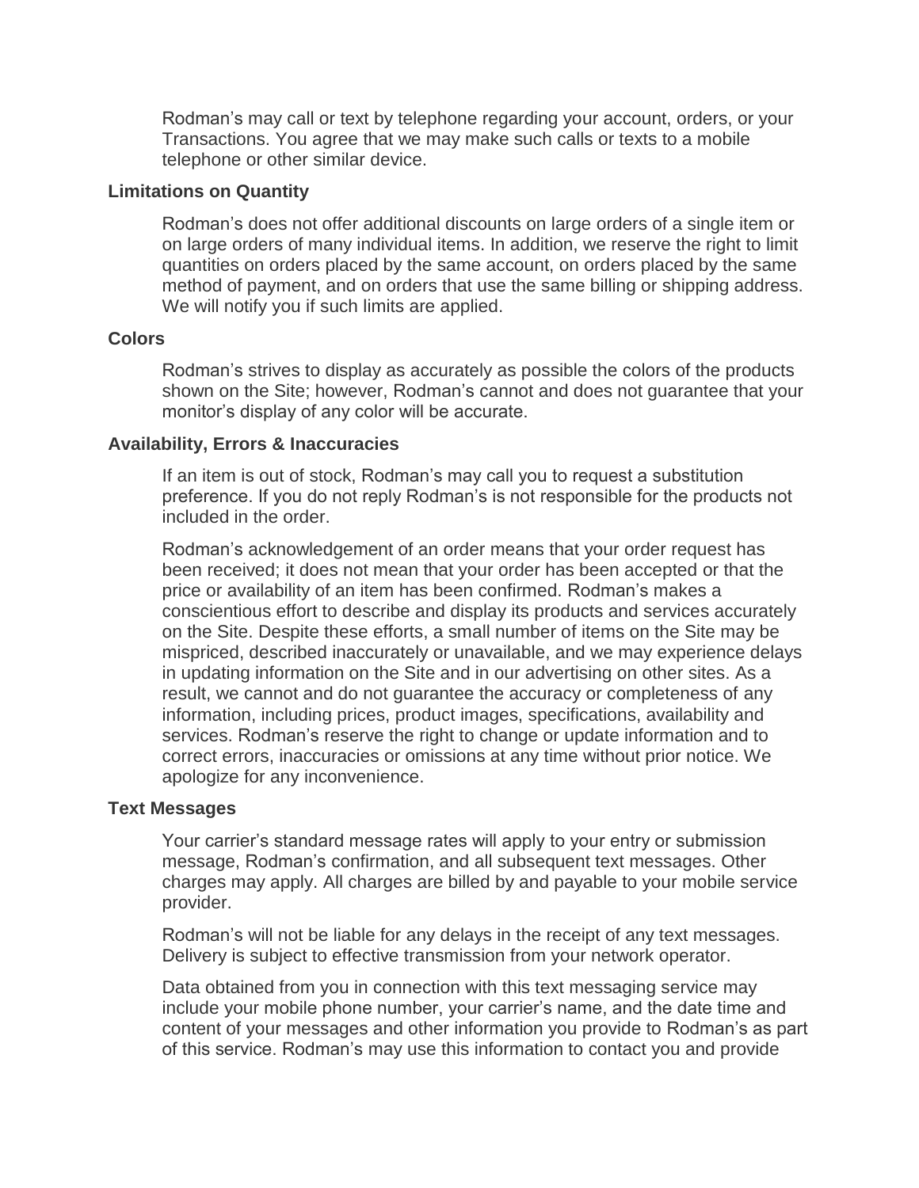Rodman’s may call or text by telephone regarding your account, orders, or your Transactions. You agree that we may make such calls or texts to a mobile telephone or other similar device.

**Limitations on Quantity**

Rodman’s does not offer additional discounts on large orders of a single item or on large orders of many individual items. In addition, we reserve the right to limit quantities on orders placed by the same account, on orders placed by the same method of payment, and on orders that use the same billing or shipping address. We will notify you if such limits are applied.

**Colors**

Rodman’s strives to display as accurately as possible the colors of the products shown on the Site; however, Rodman’s cannot and does not guarantee that your monitor’s display of any color will be accurate.

**Availability, Errors & Inaccuracies**

If an item is out of stock, Rodman’s may call you to request a substitution preference. If you do not reply Rodman’s is not responsible for the products not included in the order.

Rodman’s acknowledgement of an order means that your order request has been received; it does not mean that your order has been accepted or that the price or availability of an item has been confirmed. Rodman’s makes a conscientious effort to describe and display its products and services accurately on the Site. Despite these efforts, a small number of items on the Site may be mispriced, described inaccurately or unavailable, and we may experience delays in updating information on the Site and in our advertising on other sites. As a result, we cannot and do not guarantee the accuracy or completeness of any information, including prices, product images, specifications, availability and services. Rodman’s reserve the right to change or update information and to correct errors, inaccuracies or omissions at any time without prior notice. We apologize for any inconvenience.

**Text Messages**

Your carrier’s standard message rates will apply to your entry or submission message, Rodman’s confirmation, and all subsequent text messages. Other charges may apply. All charges are billed by and payable to your mobile service provider.

Rodman’s will not be liable for any delays in the receipt of any text messages. Delivery is subject to effective transmission from your network operator.

Data obtained from you in connection with this text messaging service may include your mobile phone number, your carrier’s name, and the date time and content of your messages and other information you provide to Rodman’s as part of this service. Rodman’s may use this information to contact you and provide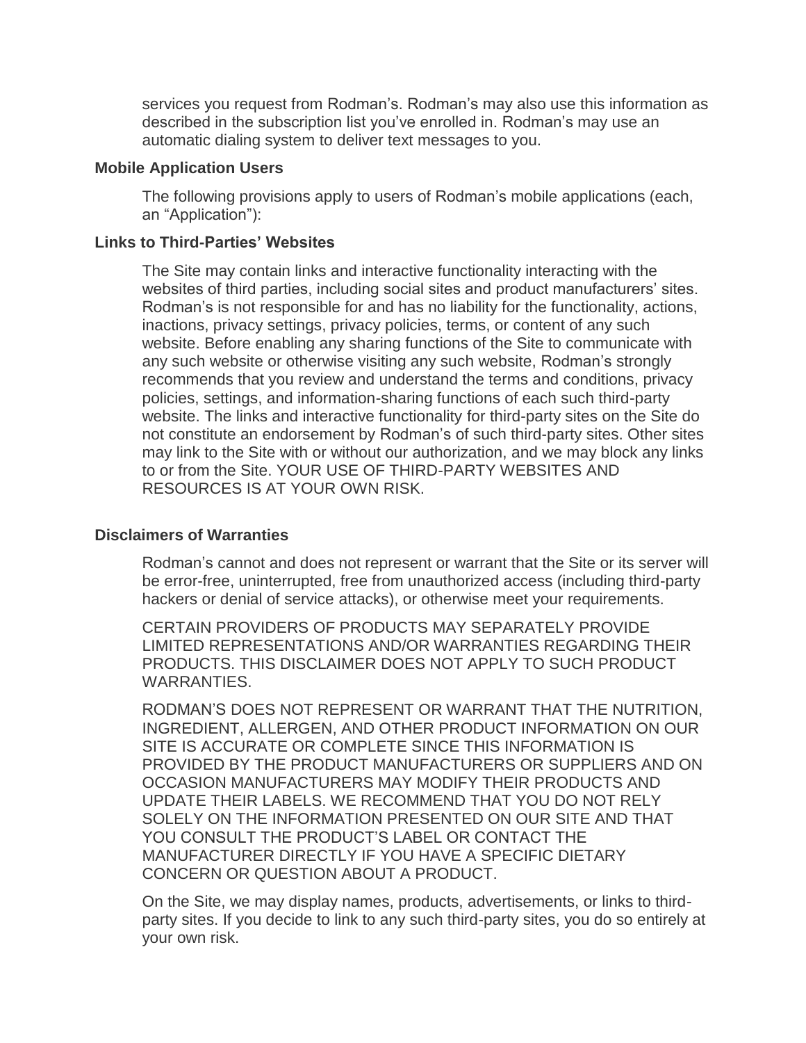services you request from Rodman's. Rodman's may also use this information as described in the subscription list you've enrolled in. Rodman's may use an automatic dialing system to deliver text messages to you.

### Mobile Application Users

The following provisions apply to users of Rodman's mobile applications (each, an "Application"):

### Links to Third-Parties' Websites

The Site may contain links and interactive functionality interacting with the websites of third parties, including social sites and product manufacturers' sites. Rodman's is not responsible for and has no liability for the functionality, actions, inactions, privacy settings, privacy policies, terms, or content of any such website. Before enabling any sharing functions of the Site to communicate with any such website or otherwise visiting any such website, Rodman's strongly recommends that you review and understand the terms and conditions, privacy policies, settings, and information-sharing functions of each such third-party website. The links and interactive functionality for third-party sites on the Site do not constitute an endorsement by Rodman's of such third-party sites. Other sites may link to the Site with or without our authorization, and we may block any links to or from the Site. YOUR USE OF THIRD-PARTY WEBSITES AND RESOURCES IS AT YOUR OWN RISK.

### Disclaimers of Warranties

Rodman's cannot and does not represent or warrant that the Site or its server will be error-free, uninterrupted, free from unauthorized access (including third-party hackers or denial of service attacks), or otherwise meet your requirements.

CERTAIN PROVIDERS OF PRODUCTS MAY SEPARATELY PROVIDE LIMITED REPRESENTATIONS AND/OR WARRANTIES REGARDING THEIR PRODUCTS. THIS DISCLAIMER DOES NOT APPLY TO SUCH PRODUCT WARRANTIES.

RODMAN'S DOES NOT REPRESENT OR WARRANT THAT THE NUTRITION, INGREDIENT, ALLERGEN, AND OTHER PRODUCT INFORMATION ON OUR SITE IS ACCURATE OR COMPLETE SINCE THIS INFORMATION IS PROVIDED BY THE PRODUCT MANUFACTURERS OR SUPPLIERS AND ON OCCASION MANUFACTURERS MAY MODIFY THEIR PRODUCTS AND UPDATE THEIR LABELS. WE RECOMMEND THAT YOU DO NOT RELY SOLELY ON THE INFORMATION PRESENTED ON OUR SITE AND THAT YOU CONSULT THE PRODUCT'S LABEL OR CONTACT THE MANUFACTURER DIRECTLY IF YOU HAVE A SPECIFIC DIETARY CONCERN OR QUESTION ABOUT A PRODUCT.

On the Site, we may display names, products, advertisements, or links to third-party sites. If you decide to link to any such third-party sites, you do so entirely at your own risk.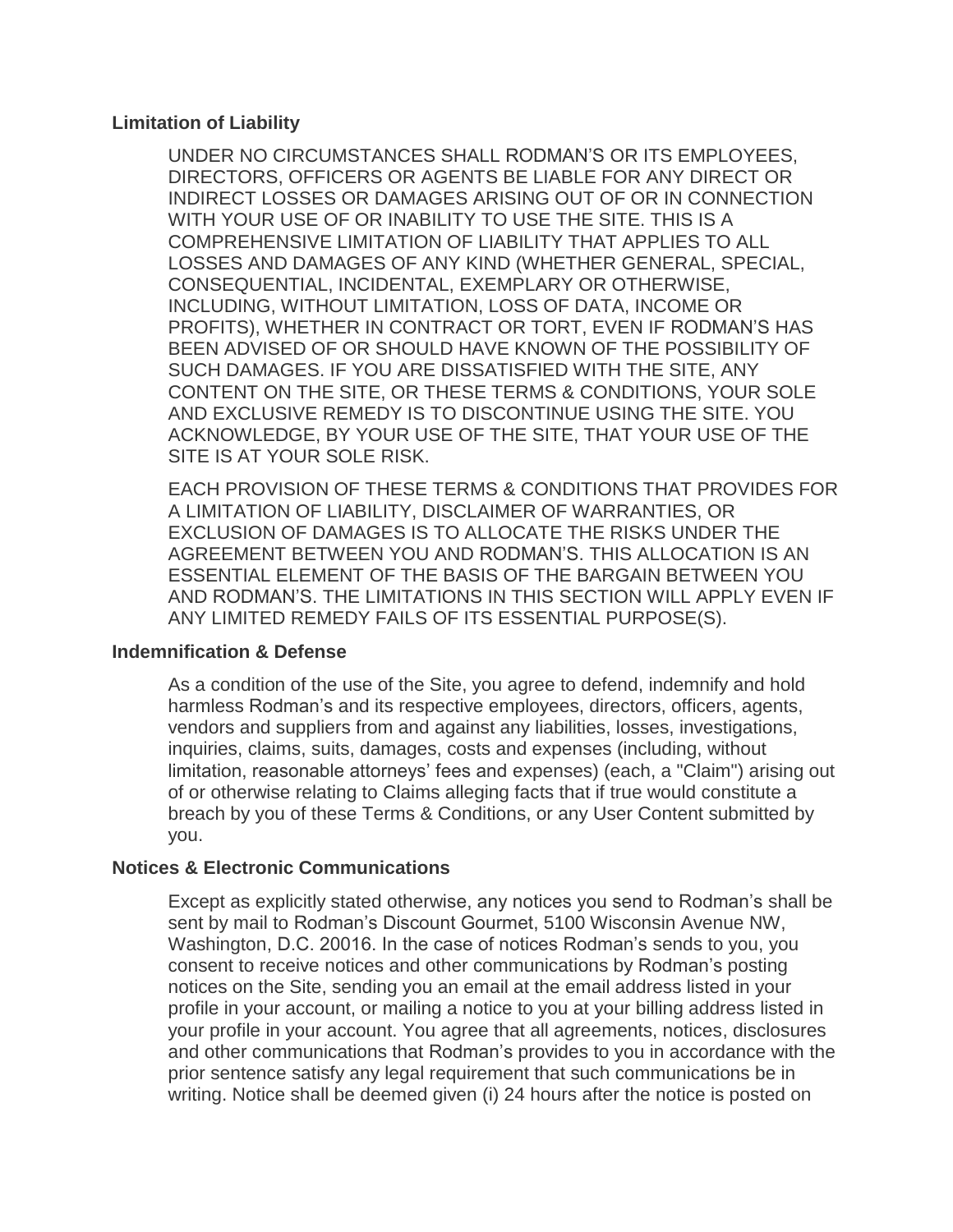**Limitation of Liability**

UNDER NO CIRCUMSTANCES SHALL RODMAN'S OR ITS EMPLOYEES, DIRECTORS, OFFICERS OR AGENTS BE LIABLE FOR ANY DIRECT OR INDIRECT LOSSES OR DAMAGES ARISING OUT OF OR IN CONNECTION WITH YOUR USE OF OR INABILITY TO USE THE SITE. THIS IS A COMPREHENSIVE LIMITATION OF LIABILITY THAT APPLIES TO ALL LOSSES AND DAMAGES OF ANY KIND (WHETHER GENERAL, SPECIAL, CONSEQUENTIAL, INCIDENTAL, EXEMPLARY OR OTHERWISE, INCLUDING, WITHOUT LIMITATION, LOSS OF DATA, INCOME OR PROFITS), WHETHER IN CONTRACT OR TORT, EVEN IF RODMAN'S HAS BEEN ADVISED OF OR SHOULD HAVE KNOWN OF THE POSSIBILITY OF SUCH DAMAGES. IF YOU ARE DISSATISFIED WITH THE SITE, ANY CONTENT ON THE SITE, OR THESE TERMS & CONDITIONS, YOUR SOLE AND EXCLUSIVE REMEDY IS TO DISCONTINUE USING THE SITE. YOU ACKNOWLEDGE, BY YOUR USE OF THE SITE, THAT YOUR USE OF THE SITE IS AT YOUR SOLE RISK.

EACH PROVISION OF THESE TERMS & CONDITIONS THAT PROVIDES FOR A LIMITATION OF LIABILITY, DISCLAIMER OF WARRANTIES, OR EXCLUSION OF DAMAGES IS TO ALLOCATE THE RISKS UNDER THE AGREEMENT BETWEEN YOU AND RODMAN'S. THIS ALLOCATION IS AN ESSENTIAL ELEMENT OF THE BASIS OF THE BARGAIN BETWEEN YOU AND RODMAN'S. THE LIMITATIONS IN THIS SECTION WILL APPLY EVEN IF ANY LIMITED REMEDY FAILS OF ITS ESSENTIAL PURPOSE(S).

**Indemnification & Defense**

As a condition of the use of the Site, you agree to defend, indemnify and hold harmless Rodman's and its respective employees, directors, officers, agents, vendors and suppliers from and against any liabilities, losses, investigations, inquiries, claims, suits, damages, costs and expenses (including, without limitation, reasonable attorneys' fees and expenses) (each, a "Claim") arising out of or otherwise relating to Claims alleging facts that if true would constitute a breach by you of these Terms & Conditions, or any User Content submitted by you.

**Notices & Electronic Communications**

Except as explicitly stated otherwise, any notices you send to Rodman's shall be sent by mail to Rodman's Discount Gourmet, 5100 Wisconsin Avenue NW, Washington, D.C. 20016. In the case of notices Rodman's sends to you, you consent to receive notices and other communications by Rodman's posting notices on the Site, sending you an email at the email address listed in your profile in your account, or mailing a notice to you at your billing address listed in your profile in your account. You agree that all agreements, notices, disclosures and other communications that Rodman's provides to you in accordance with the prior sentence satisfy any legal requirement that such communications be in writing. Notice shall be deemed given (i) 24 hours after the notice is posted on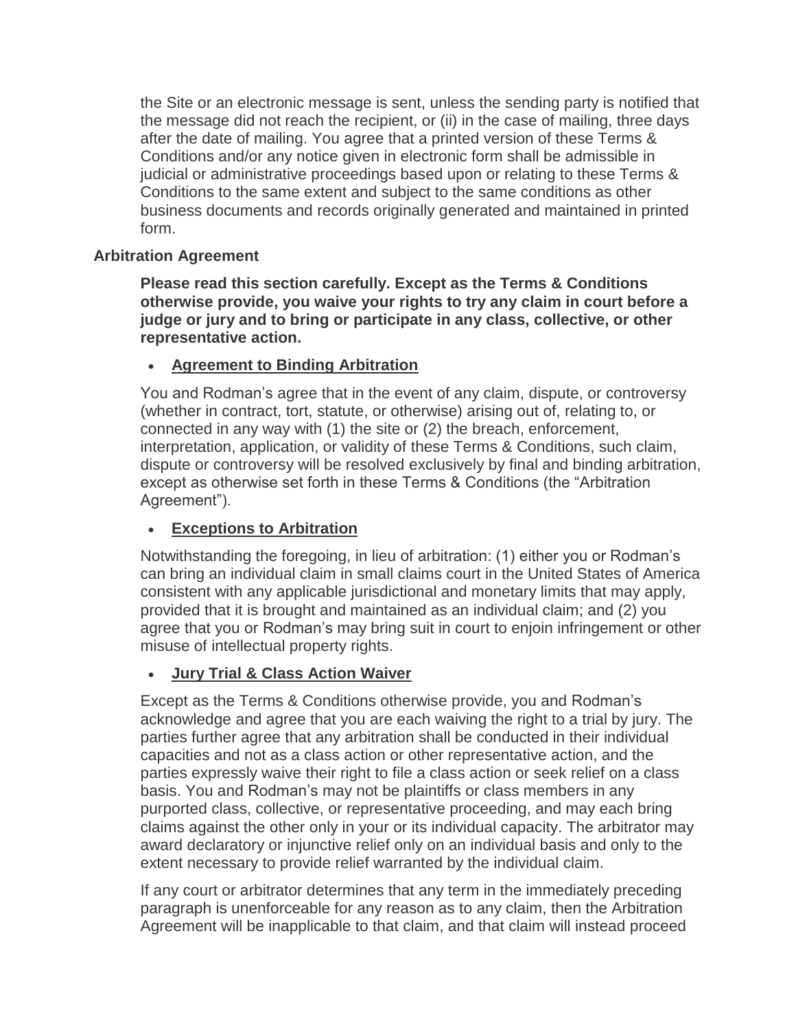the Site or an electronic message is sent, unless the sending party is notified that the message did not reach the recipient, or (ii) in the case of mailing, three days after the date of mailing. You agree that a printed version of these Terms & Conditions and/or any notice given in electronic form shall be admissible in judicial or administrative proceedings based upon or relating to these Terms & Conditions to the same extent and subject to the same conditions as other business documents and records originally generated and maintained in printed form.

**Arbitration Agreement**

**Please read this section carefully. Except as the Terms & Conditions otherwise provide, you waive your rights to try any claim in court before a judge or jury and to bring or participate in any class, collective, or other representative action.**

- **Agreement to Binding Arbitration**

You and Rodman's agree that in the event of any claim, dispute, or controversy (whether in contract, tort, statute, or otherwise) arising out of, relating to, or connected in any way with (1) the site or (2) the breach, enforcement, interpretation, application, or validity of these Terms & Conditions, such claim, dispute or controversy will be resolved exclusively by final and binding arbitration, except as otherwise set forth in these Terms & Conditions (the "Arbitration Agreement").

- **Exceptions to Arbitration**

Notwithstanding the foregoing, in lieu of arbitration: (1) either you or Rodman's can bring an individual claim in small claims court in the United States of America consistent with any applicable jurisdictional and monetary limits that may apply, provided that it is brought and maintained as an individual claim; and (2) you agree that you or Rodman's may bring suit in court to enjoin infringement or other misuse of intellectual property rights.

- **Jury Trial & Class Action Waiver**

Except as the Terms & Conditions otherwise provide, you and Rodman's acknowledge and agree that you are each waiving the right to a trial by jury. The parties further agree that any arbitration shall be conducted in their individual capacities and not as a class action or other representative action, and the parties expressly waive their right to file a class action or seek relief on a class basis. You and Rodman's may not be plaintiffs or class members in any purported class, collective, or representative proceeding, and may each bring claims against the other only in your or its individual capacity. The arbitrator may award declaratory or injunctive relief only on an individual basis and only to the extent necessary to provide relief warranted by the individual claim.

If any court or arbitrator determines that any term in the immediately preceding paragraph is unenforceable for any reason as to any claim, then the Arbitration Agreement will be inapplicable to that claim, and that claim will instead proceed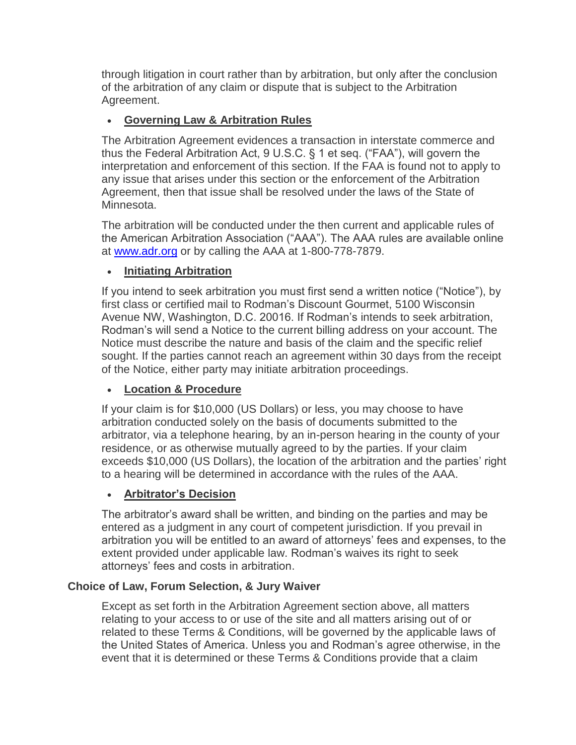through litigation in court rather than by arbitration, but only after the conclusion of the arbitration of any claim or dispute that is subject to the Arbitration Agreement.

- **Governing Law & Arbitration Rules**

The Arbitration Agreement evidences a transaction in interstate commerce and thus the Federal Arbitration Act, 9 U.S.C. § 1 et seq. ("FAA"), will govern the interpretation and enforcement of this section. If the FAA is found not to apply to any issue that arises under this section or the enforcement of the Arbitration Agreement, then that issue shall be resolved under the laws of the State of Minnesota.

The arbitration will be conducted under the then current and applicable rules of the American Arbitration Association ("AAA"). The AAA rules are available online at [www.adr.org](http://www.adr.org) or by calling the AAA at 1-800-778-7879.

- **Initiating Arbitration**

If you intend to seek arbitration you must first send a written notice ("Notice"), by first class or certified mail to Rodman's Discount Gourmet, 5100 Wisconsin Avenue NW, Washington, D.C. 20016. If Rodman's intends to seek arbitration, Rodman's will send a Notice to the current billing address on your account. The Notice must describe the nature and basis of the claim and the specific relief sought. If the parties cannot reach an agreement within 30 days from the receipt of the Notice, either party may initiate arbitration proceedings.

- **Location & Procedure**

If your claim is for $10,000 (US Dollars) or less, you may choose to have arbitration conducted solely on the basis of documents submitted to the arbitrator, via a telephone hearing, by an in-person hearing in the county of your residence, or as otherwise mutually agreed to by the parties. If your claim exceeds $10,000 (US Dollars), the location of the arbitration and the parties' right to a hearing will be determined in accordance with the rules of the AAA.

- **Arbitrator's Decision**

The arbitrator's award shall be written, and binding on the parties and may be entered as a judgment in any court of competent jurisdiction. If you prevail in arbitration you will be entitled to an award of attorneys' fees and expenses, to the extent provided under applicable law. Rodman's waives its right to seek attorneys' fees and costs in arbitration.

**Choice of Law, Forum Selection, & Jury Waiver**

Except as set forth in the Arbitration Agreement section above, all matters relating to your access to or use of the site and all matters arising out of or related to these Terms & Conditions, will be governed by the applicable laws of the United States of America. Unless you and Rodman's agree otherwise, in the event that it is determined or these Terms & Conditions provide that a claim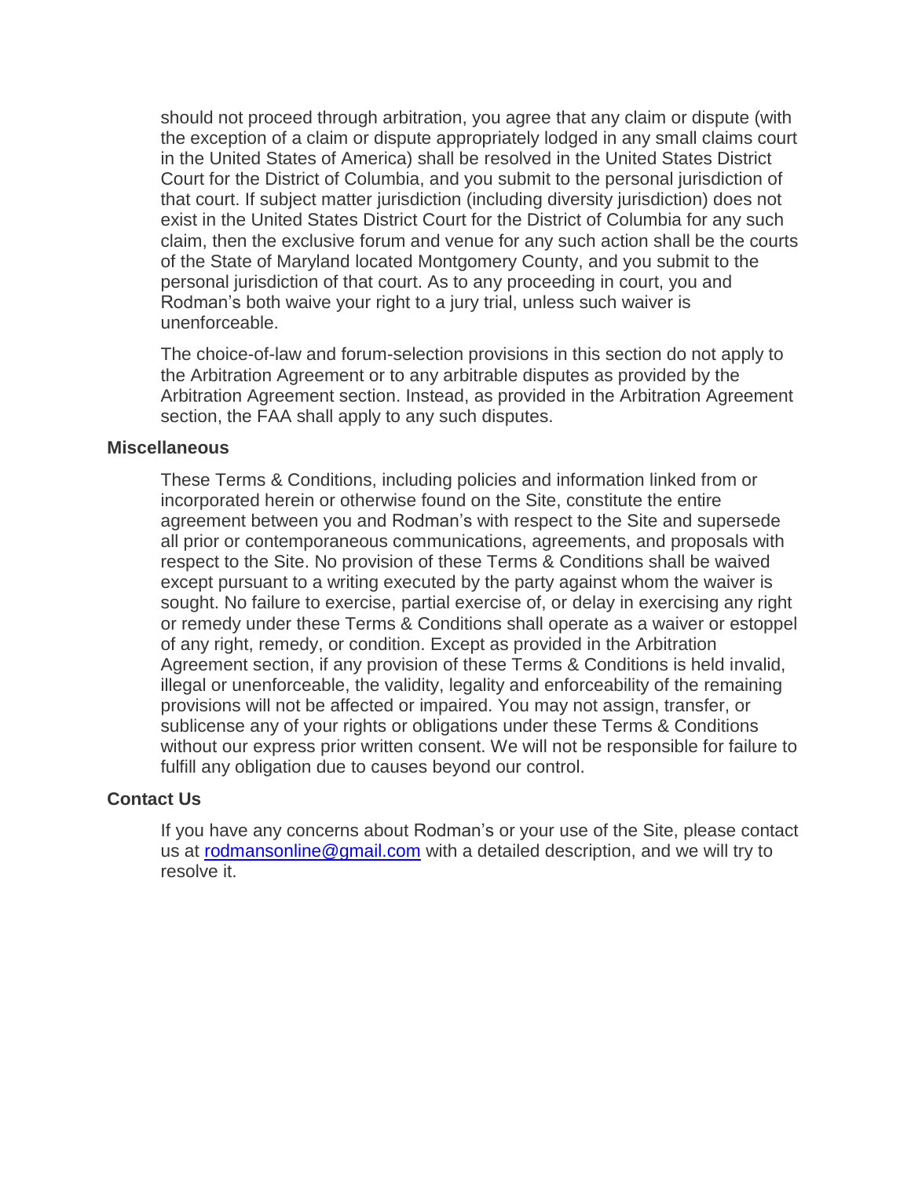should not proceed through arbitration, you agree that any claim or dispute (with the exception of a claim or dispute appropriately lodged in any small claims court in the United States of America) shall be resolved in the United States District Court for the District of Columbia, and you submit to the personal jurisdiction of that court. If subject matter jurisdiction (including diversity jurisdiction) does not exist in the United States District Court for the District of Columbia for any such claim, then the exclusive forum and venue for any such action shall be the courts of the State of Maryland located Montgomery County, and you submit to the personal jurisdiction of that court. As to any proceeding in court, you and Rodman's both waive your right to a jury trial, unless such waiver is unenforceable.

The choice-of-law and forum-selection provisions in this section do not apply to the Arbitration Agreement or to any arbitrable disputes as provided by the Arbitration Agreement section. Instead, as provided in the Arbitration Agreement section, the FAA shall apply to any such disputes.

**Miscellaneous**

These Terms & Conditions, including policies and information linked from or incorporated herein or otherwise found on the Site, constitute the entire agreement between you and Rodman's with respect to the Site and supersede all prior or contemporaneous communications, agreements, and proposals with respect to the Site. No provision of these Terms & Conditions shall be waived except pursuant to a writing executed by the party against whom the waiver is sought. No failure to exercise, partial exercise of, or delay in exercising any right or remedy under these Terms & Conditions shall operate as a waiver or estoppel of any right, remedy, or condition. Except as provided in the Arbitration Agreement section, if any provision of these Terms & Conditions is held invalid, illegal or unenforceable, the validity, legality and enforceability of the remaining provisions will not be affected or impaired. You may not assign, transfer, or sublicense any of your rights or obligations under these Terms & Conditions without our express prior written consent. We will not be responsible for failure to fulfill any obligation due to causes beyond our control.

**Contact Us**

If you have any concerns about Rodman's or your use of the Site, please contact us at [rodmansonline@gmail.com](mailto:rodmansonline@gmail.com) with a detailed description, and we will try to resolve it.